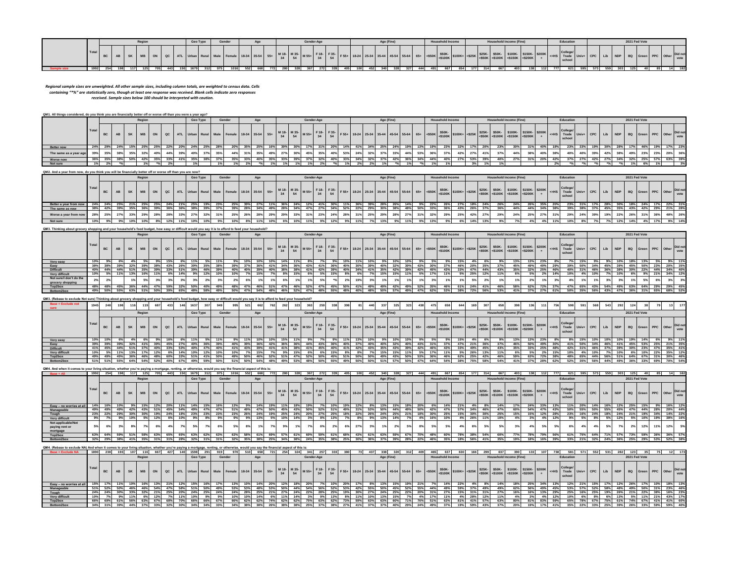| | Total | Region | | | | | | | Geo Type | | Gender | | Age | | | Gender-Age | | | | | | Age (Fine) | | | | | | Household Income | | | Household Income (Fine) | | | | | | Education | | | 2021 Fed Vote | | | | | | | |
|---|---|---|---|---|---|---|---|---|---|---|---|---|---|---|---|---|---|---|---|---|---|---|---|---|---|---|---|---|---|---|---|---|---|---|---|---|---|---|---|---|---|---|---|---|---|---|---|
| | Total | BC | AB | SK | MB | ON | QC | ATL | Urban | Rural | Male | Female | 18-34 | 35-54 | 55+ | M 18-34 | M 35-54 | M 55+ | F 18-34 | F 35-54 | F 55+ | 18-24 | 25-34 | 35-44 | 45-54 | 55-64 | 65+ | <$50K | $50K-<$100K | $100K+ | <$25K | $25K-<$50K | $50K-<$100K | $100K-<$150K | $150K-<$200K | $200K+ | <=HS | College/Trade school | Univ+ | CPC | Lib | NDP | BQ | Green | PPC | Other | Did not vote |
| Sample size | 1992 | 254 | 198 | 117 | 125 | 705 | 443 | 150 | 1679 | 312 | 975 | 1016 | 552 | 668 | 772 | 280 | 328 | 367 | 272 | 339 | 405 | 100 | 452 | 340 | 328 | 327 | 444 | 491 | 667 | 654 | 177 | 314 | 667 | 403 | 138 | 112 | 777 | 621 | 595 | 573 | 559 | 303 | 125 | 40 | 85 | 14 | 182 |

*Regional sample sizes are unweighted. All other sample sizes, including column totals, are weighted to census data. Cells containing "*%" are statistically zero, though at least one response was received. Blank cells indicate zero responses received. Sample sizes below 100 should be interpreted with caution.*

**QM1. All things considered, do you think you are financially better off or worse off than you were a year ago?**

| | Total | BC | AB | SK | MB | ON | QC | ATL | Urban | Rural | Male | Female | 18-34 | 35-54 | 55+ | M 18-34 | M 35-54 | M 55+ | F 18-34 | F 35-54 | F 55+ | 18-24 | 25-34 | 35-44 | 45-54 | 55-64 | 65+ | <$50K | $50K-<$100K | $100K+ | <$25K | $25K-<$50K | $50K-<$100K | $100K-<$150K | $150K-<$200K | $200K+ | <=HS | College/Trade school | Univ+ | CPC | Lib | NDP | BQ | Green | PPC | Other | Did not vote |
|---|---|---|---|---|---|---|---|---|---|---|---|---|---|---|---|---|---|---|---|---|---|---|---|---|---|---|---|---|---|---|---|---|---|---|---|---|---|---|---|---|---|---|---|---|---|---|---|
| Better now | 24% | 29% | 24% | 15% | 25% | 25% | 22% | 20% | 24% | 25% | 28% | 20% | 35% | 25% | 16% | 39% | 30% | 17% | 31% | 20% | 14% | 41% | 34% | 25% | 24% | 19% | 13% | 19% | 23% | 32% | 17% | 20% | 23% | 30% | 31% | 40% | 18% | 23% | 33% | 19% | 30% | 28% | 17% | 46% | 19% | 17% | 23% |
| The same as a year ago | 39% | 35% | 38% | 35% | 32% | 40% | 44% | 39% | 40% | 37% | 35% | 44% | 31% | 35% | 49% | 27% | 30% | 45% | 35% | 40% | 53% | 24% | 32% | 37% | 33% | 44% | 53% | 36% | 37% | 42% | 27% | 41% | 37% | 44% | 38% | 40% | 38% | 40% | 40% | 39% | 42% | 38% | 49% | 23% | 23% | 20% | 36% |
| Worse now | 36% | 35% | 38% | 50% | 42% | 35% | 33% | 41% | 35% | 38% | 37% | 35% | 33% | 40% | 35% | 33% | 39% | 37% | 32% | 40% | 33% | 34% | 32% | 37% | 42% | 36% | 34% | 44% | 40% | 27% | 53% | 39% | 40% | 27% | 31% | 20% | 42% | 37% | 27% | 42% | 27% | 34% | 32% | 25% | 57% | 63% | 39% |
| Not sure | 1% | 2% | *% | | 1% | *% | 2% | | 1% | | 1% | 1% | 2% | *% | 1% | 1% | 1% | 1% | 2% | *% | 1% | 2% | 2% | 1% | *% | 1% | *% | 1% | 1% | | 3% | 1% | 1% | | | | 2% | *% | *% | *% | *% | *% | 1% | 6% | 1% | | 3% |

**QM2. And a year from now, do you think you will be financially better off or worse off than you are now?**

| | Total | BC | AB | SK | MB | ON | QC | ATL | Urban | Rural | Male | Female | 18-34 | 35-54 | 55+ | M 18-34 | M 35-54 | M 55+ | F 18-34 | F 35-54 | F 55+ | 18-24 | 25-34 | 35-44 | 45-54 | 55-64 | 65+ | <$50K | $50K-<$100K | $100K+ | <$25K | $25K-<$50K | $50K-<$100K | $100K-<$150K | $150K-<$200K | $200K+ | <=HS | College/Trade school | Univ+ | CPC | Lib | NDP | BQ | Green | PPC | Other | Did not vote |
|---|---|---|---|---|---|---|---|---|---|---|---|---|---|---|---|---|---|---|---|---|---|---|---|---|---|---|---|---|---|---|---|---|---|---|---|---|---|---|---|---|---|---|---|---|---|---|---|
| Better a year from now | 24% | 24% | 25% | 21% | 25% | 25% | 24% | 21% | 25% | 19% | 23% | 25% | 39% | 27% | 11% | 36% | 24% | 12% | 41% | 30% | 11% | 36% | 39% | 28% | 26% | 14% | 9% | 22% | 26% | 27% | 18% | 24% | 26% | 24% | 26% | 35% | 20% | 23% | 31% | 17% | 28% | 30% | 18% | 24% | 17% | 22% | 31% |
| The same as now | 38% | 42% | 39% | 35% | 36% | 39% | 36% | 36% | 38% | 39% | 37% | 39% | 28% | 34% | 49% | 28% | 34% | 47% | 27% | 34% | 52% | 22% | 29% | 30% | 38% | 48% | 50% | 33% | 36% | 43% | 26% | 37% | 36% | 44% | 44% | 34% | 38% | 39% | 38% | 37% | 45% | 35% | 43% | 42% | 29% | 21% | 28% |
| Worse a year from now | 28% | 25% | 27% | 33% | 29% | 28% | 28% | 33% | 27% | 32% | 31% | 25% | 24% | 28% | 29% | 29% | 33% | 31% | 23% | 24% | 28% | 31% | 25% | 29% | 28% | 27% | 31% | 32% | 29% | 25% | 42% | 27% | 29% | 24% | 25% | 27% | 31% | 29% | 24% | 39% | 19% | 22% | 26% | 31% | 36% | 48% | 26% |
| Not sure | 10% | 9% | 9% | 10% | 10% | 8% | 12% | 11% | 10% | 10% | 9% | 10% | 8% | 11% | 10% | 6% | 10% | 11% | 9% | 12% | 9% | 11% | 7% | 13% | 9% | 11% | 9% | 13% | 9% | 6% | 14% | 13% | 9% | 7% | 4% | 4% | 11% | 10% | 8% | 7% | 7% | 12% | 14% | 4% | 17% | 9% | 14% |

**QM3. Thinking about grocery shopping and your household's food budget, how easy or difficult would you say it is to afford to feed your household?**

| | Total | BC | AB | SK | MB | ON | QC | ATL | Urban | Rural | Male | Female | 18-34 | 35-54 | 55+ | M 18-34 | M 35-54 | M 55+ | F 18-34 | F 35-54 | F 55+ | 18-24 | 25-34 | 35-44 | 45-54 | 55-64 | 65+ | <$50K | $50K-<$100K | $100K+ | <$25K | $25K-<$50K | $50K-<$100K | $100K-<$150K | $150K-<$200K | $200K+ | <=HS | College/Trade school | Univ+ | CPC | Lib | NDP | BQ | Green | PPC | Other | Did not vote |
|---|---|---|---|---|---|---|---|---|---|---|---|---|---|---|---|---|---|---|---|---|---|---|---|---|---|---|---|---|---|---|---|---|---|---|---|---|---|---|---|---|---|---|---|---|---|---|---|
| Very easy | 10% | 9% | 6% | 4% | 5% | 9% | 15% | 6% | 11% | 5% | 11% | 9% | 10% | 10% | 10% | 14% | 11% | 8% | 7% | 9% | 10% | 11% | 10% | 9% | 10% | 10% | 9% | 5% | 9% | 15% | 4% | 6% | 9% | 13% | 13% | 23% | 8% | 7% | 15% | 9% | 9% | 10% | 18% | 13% | 5% | 9% | 11% |
| Easy | 38% | 38% | 39% | 32% | 39% | 38% | 43% | 26% | 39% | 35% | 38% | 39% | 37% | 36% | 41% | 34% | 36% | 43% | 41% | 36% | 40% | 30% | 39% | 40% | 32% | 39% | 43% | 30% | 37% | 46% | 20% | 35% | 37% | 45% | 49% | 49% | 29% | 39% | 50% | 34% | 45% | 39% | 45% | 50% | 23% | 20% | 35% |
| Difficult | 40% | 44% | 44% | 51% | 35% | 39% | 33% | 51% | 39% | 46% | 39% | 40% | 39% | 40% | 41% | 38% | 38% | 41% | 42% | 39% | 40% | 34% | 41% | 35% | 42% | 39% | 42% | 47% | 43% | 33% | 47% | 44% | 43% | 35% | 32% | 25% | 46% | 40% | 31% | 46% | 36% | 38% | 30% | 22% | 44% | 34% | 40% |
| Very difficult | 10% | 5% | 11% | 13% | 16% | 11% | 6% | 14% | 9% | 12% | 10% | 10% | 7% | 15% | 7% | 8% | 15% | 6% | 5% | 15% | 8% | 6% | 7% | 15% | 15% | 11% | 5% | 17% | 11% | 5% | 25% | 12% | 11% | 6% | 5% | 2% | 14% | 10% | 4% | 10% | 7% | 10% | 6% | 9% | 21% | 34% | 12% |
| Not sure/I don't do the grocery shopping | 2% | 2% | | 1% | 5% | 3% | 3% | | 3% | 2% | 3% | 2% | 6% | 1% | 1% | 6% | 1% | 1% | 5% | *% | 2% | 19% | 3% | 1% | 1% | | 1% | 3% | 1% | 1% | 5% | 2% | 1% | 1% | 2% | 1% | 3% | 4% | 1% | 1% | 3% | 3% | 1% | 5% | 6% | 3% | 3% |
| Top2box | 48% | 48% | 45% | 36% | 44% | 47% | 59% | 32% | 50% | 40% | 49% | 48% | 47% | 46% | 51% | 47% | 46% | 52% | 47% | 45% | 50% | 41% | 49% | 49% | 42% | 49% | 52% | 35% | 46% | 61% | 24% | 41% | 46% | 58% | 62% | 72% | 37% | 47% | 65% | 43% | 54% | 49% | 63% | 64% | 29% | 29% | 45% |
| Bottom2box | 49% | 50% | 55% | 63% | 51% | 50% | 39% | 65% | 48% | 58% | 49% | 50% | 47% | 54% | 48% | 46% | 52% | 47% | 48% | 55% | 48% | 40% | 48% | 50% | 57% | 49% | 47% | 62% | 53% | 38% | 72% | 56% | 53% | 41% | 37% | 27% | 61% | 50% | 35% | 56% | 43% | 47% | 36% | 31% | 65% | 68% | 52% |

**QM3. (Rebase to exclude Not sure) Thinking about grocery shopping and your household's food budget, how easy or difficult would you say it is to afford to feed your household?**

| | Total | BC | AB | SK | MB | ON | QC | ATL | Urban | Rural | Male | Female | 18-34 | 35-54 | 55+ | M 18-34 | M 35-54 | M 55+ | F 18-34 | F 35-54 | F 55+ | 18-24 | 25-34 | 35-44 | 45-54 | 55-64 | 65+ | <$50K | $50K-<$100K | $100K+ | <$25K | $25K-<$50K | $50K-<$100K | $100K-<$150K | $150K-<$200K | $200K+ | <=HS | College/Trade school | Univ+ | CPC | Lib | NDP | BQ | Green | PPC | Other | Did not vote |
|---|---|---|---|---|---|---|---|---|---|---|---|---|---|---|---|---|---|---|---|---|---|---|---|---|---|---|---|---|---|---|---|---|---|---|---|---|---|---|---|---|---|---|---|---|---|---|---|
| Base = Exclude not sure | 1945 | 248 | 198 | 116 | 119 | 687 | 433 | 146 | 1637 | 307 | 949 | 995 | 521 | 662 | 762 | 262 | 323 | 363 | 259 | 338 | 398 | 81 | 440 | 337 | 325 | 323 | 438 | 475 | 658 | 644 | 169 | 307 | 658 | 398 | 136 | 111 | 756 | 598 | 591 | 568 | 543 | 292 | 124 | 38 | 79 | 13 | 177 |
| Very easy | 10% | 10% | 6% | 4% | 6% | 9% | 16% | 6% | 11% | 5% | 11% | 9% | 10% | 10% | 10% | 15% | 11% | 9% | 7% | 9% | 11% | 13% | 10% | 9% | 10% | 10% | 9% | 5% | 9% | 15% | 4% | 6% | 9% | 13% | 13% | 23% | 8% | 8% | 15% | 10% | 10% | 10% | 19% | 14% | 6% | 9% | 11% |
| Easy | 39% | 39% | 39% | 32% | 41% | 39% | 45% | 27% | 40% | 36% | 39% | 40% | 39% | 36% | 42% | 36% | 36% | 44% | 43% | 36% | 40% | 37% | 40% | 40% | 32% | 40% | 43% | 31% | 37% | 47% | 21% | 36% | 37% | 46% | 50% | 49% | 30% | 41% | 50% | 34% | 46% | 41% | 45% | 53% | 25% | 21% | 35% |
| Difficult | 41% | 45% | 44% | 51% | 37% | 40% | 33% | 53% | 40% | 47% | 40% | 41% | 43% | 39% | 41% | 41% | 38% | 41% | 45% | 40% | 41% | 42% | 43% | 35% | 43% | 39% | 42% | 46% | 43% | 33% | 49% | 45% | 43% | 35% | 33% | 25% | 48% | 42% | 31% | 46% | 37% | 39% | 30% | 23% | 47% | 35% | 41% |
| Very difficult | 10% | 5% | 11% | 13% | 17% | 12% | 6% | 14% | 10% | 12% | 10% | 10% | 7% | 15% | 7% | 8% | 15% | 6% | 5% | 15% | 8% | 7% | 7% | 15% | 15% | 11% | 5% | 17% | 11% | 5% | 26% | 13% | 11% | 6% | 5% | 2% | 15% | 10% | 4% | 10% | 7% | 10% | 6% | 10% | 22% | 35% | 12% |
| Top2box | 49% | 49% | 45% | 36% | 46% | 48% | 60% | 33% | 51% | 41% | 50% | 49% | 50% | 46% | 52% | 51% | 47% | 52% | 50% | 45% | 51% | 50% | 49% | 49% | 43% | 50% | 53% | 36% | 46% | 62% | 25% | 42% | 46% | 59% | 63% | 72% | 38% | 48% | 65% | 44% | 56% | 51% | 64% | 67% | 31% | 30% | 46% |
| Bottom2box | 51% | 51% | 55% | 64% | 54% | 52% | 40% | 67% | 49% | 59% | 50% | 51% | 50% | 54% | 48% | 49% | 53% | 48% | 50% | 55% | 49% | 50% | 50% | 51% | 57% | 50% | 47% | 64% | 54% | 38% | 75% | 58% | 54% | 41% | 37% | 28% | 62% | 52% | 35% | 56% | 44% | 49% | 36% | 33% | 69% | 70% | 54% |

**QM4. And when it comes to your living situation, whether you're paying a mortgage, renting, or otherwise, would you say the financial aspect of this is:**

| | Total | BC | AB | SK | MB | ON | QC | ATL | Urban | Rural | Male | Female | 18-34 | 35-54 | 55+ | M 18-34 | M 35-54 | M 55+ | F 18-34 | F 35-54 | F 55+ | 18-24 | 25-34 | 35-44 | 45-54 | 55-64 | 65+ | <$50K | $50K-<$100K | $100K+ | <$25K | $25K-<$50K | $50K-<$100K | $100K-<$150K | $150K-<$200K | $200K+ | <=HS | College/Trade school | Univ+ | CPC | Lib | NDP | BQ | Green | PPC | Other | Did not vote |
|---|---|---|---|---|---|---|---|---|---|---|---|---|---|---|---|---|---|---|---|---|---|---|---|---|---|---|---|---|---|---|---|---|---|---|---|---|---|---|---|---|---|---|---|---|---|---|---|
| Base = All | 1992 | 254 | 198 | 117 | 125 | 705 | 443 | 150 | 1679 | 312 | 975 | 1016 | 552 | 668 | 772 | 280 | 328 | 367 | 272 | 339 | 405 | 100 | 452 | 340 | 328 | 327 | 444 | 491 | 667 | 654 | 177 | 314 | 667 | 403 | 138 | 112 | 777 | 621 | 595 | 573 | 559 | 303 | 125 | 40 | 85 | 14 | 182 |
| Easy – no worries at all | 14% | 16% | 10% | 9% | 15% | 12% | 20% | 11% | 14% | 15% | 16% | 13% | 9% | 14% | 19% | 11% | 18% | 19% | 7% | 10% | 19% | 12% | 8% | 13% | 15% | 18% | 20% | 6% | 14% | 21% | 4% | 8% | 14% | 17% | 24% | 33% | 13% | 11% | 20% | 14% | 16% | 12% | 25% | 15% | 9% | 16% | 12% |
| Manageable | 49% | 49% | 49% | 42% | 43% | 51% | 45% | 54% | 49% | 47% | 47% | 51% | 46% | 47% | 50% | 45% | 43% | 50% | 52% | 51% | 49% | 31% | 53% | 50% | 44% | 49% | 50% | 42% | 47% | 57% | 34% | 46% | 47% | 60% | 54% | 47% | 43% | 53% | 55% | 50% | 55% | 45% | 47% | 44% | 28% | 20% | 44% |
| Tough | 23% | 22% | 29% | 30% | 30% | 19% | 24% | 18% | 23% | 23% | 23% | 23% | 26% | 24% | 19% | 25% | 24% | 20% | 27% | 25% | 18% | 22% | 26% | 24% | 25% | 21% | 18% | 30% | 25% | 15% | 30% | 30% | 25% | 15% | 15% | 12% | 28% | 23% | 16% | 24% | 18% | 24% | 21% | 19% | 34% | 14% | 22% |
| Very difficult | 9% | 7% | 9% | 10% | 5% | 12% | 6% | 10% | 9% | 8% | 9% | 9% | 9% | 13% | 5% | 10% | 14% | 3% | 8% | 13% | 7% | 8% | 9% | 13% | 14% | 7% | 4% | 16% | 10% | 4% | 26% | 11% | 10% | 4% | 3% | 4% | 12% | 9% | 5% | 8% | 5% | 12% | 5% | 10% | 19% | 38% | 16% |
| Not applicable/Not paying rent or mortgage | 5% | 6% | 3% | 8% | 7% | 6% | 4% | 7% | 5% | 7% | 6% | 5% | 8% | 1% | 7% | 9% | 1% | 7% | 6% | 2% | 6% | 27% | 3% | 1% | 2% | 5% | 8% | 5% | 5% | 4% | 6% | 5% | 5% | 3% | 4% | 5% | 5% | 6% | 4% | 4% | 5% | 7% | 2% | 12% | 11% | 12% | 5% |
| Top2box | 63% | 64% | 59% | 51% | 58% | 63% | 65% | 65% | 63% | 62% | 63% | 63% | 58% | 61% | 69% | 57% | 61% | 69% | 59% | 61% | 68% | 43% | 61% | 63% | 59% | 67% | 70% | 48% | 60% | 78% | 38% | 54% | 60% | 77% | 78% | 79% | 56% | 61% | 75% | 64% | 71% | 57% | 73% | 59% | 36% | 36% | 57% |
| Bottom2box | 32% | 29% | 38% | 41% | 35% | 31% | 31% | 28% | 32% | 31% | 31% | 32% | 35% | 38% | 25% | 34% | 38% | 28% | 35% | 38% | 25% | 30% | 36% | 37% | 39% | 28% | 22% | 46% | 35% | 18% | 56% | 41% | 35% | 19% | 18% | 16% | 39% | 33% | 21% | 32% | 24% | 36% | 25% | 29% | 53% | 52% | 38% |

**QM4. (Rebase to exclude NA) And when it comes to your living situation, whether you're paying a mortgage, renting, or otherwise, would you say the financial aspect of this is:**

| | Total | BC | AB | SK | MB | ON | QC | ATL | Urban | Rural | Male | Female | 18-34 | 35-54 | 55+ | M 18-34 | M 35-54 | M 55+ | F 18-34 | F 35-54 | F 55+ | 18-24 | 25-34 | 35-44 | 45-54 | 55-64 | 65+ | <$50K | $50K-<$100K | $100K+ | <$25K | $25K-<$50K | $50K-<$100K | $100K-<$150K | $150K-<$200K | $200K+ | <=HS | College/Trade school | Univ+ | CPC | Lib | NDP | BQ | Green | PPC | Other | Did not vote |
|---|---|---|---|---|---|---|---|---|---|---|---|---|---|---|---|---|---|---|---|---|---|---|---|---|---|---|---|---|---|---|---|---|---|---|---|---|---|---|---|---|---|---|---|---|---|---|---|
| Base = Exclude NA | 1890 | 238 | 193 | 107 | 116 | 667 | 427 | 140 | 1598 | 291 | 919 | 970 | 510 | 658 | 721 | 254 | 324 | 341 | 257 | 333 | 380 | 73 | 437 | 338 | 320 | 312 | 409 | 465 | 637 | 630 | 166 | 299 | 637 | 390 | 133 | 107 | 738 | 581 | 571 | 552 | 531 | 282 | 123 | 35 | 75 | 12 | 173 |
| Easy – no worries at all | 15% | 17% | 11% | 10% | 16% | 13% | 21% | 12% | 15% | 16% | 17% | 13% | 10% | 14% | 20% | 12% | 18% | 20% | 7% | 10% | 20% | 17% | 8% | 13% | 15% | 19% | 21% | 7% | 14% | 22% | 4% | 8% | 14% | 18% | 25% | 34% | 13% | 12% | 21% | 15% | 17% | 12% | 26% | 17% | 10% | 18% | 13% |
| Manageable | 51% | 52% | 50% | 46% | 46% | 54% | 47% | 58% | 51% | 50% | 49% | 53% | 50% | 48% | 53% | 50% | 44% | 54% | 56% | 52% | 53% | 42% | 55% | 50% | 45% | 52% | 55% | 44% | 49% | 59% | 37% | 49% | 49% | 62% | 56% | 49% | 45% | 53% | 57% | 52% | 58% | 48% | 49% | 50% | 31% | 23% | 46% |
| Tough | 24% | 24% | 30% | 33% | 32% | 21% | 25% | 20% | 24% | 25% | 24% | 24% | 28% | 25% | 21% | 27% | 24% | 22% | 28% | 25% | 19% | 30% | 27% | 24% | 25% | 22% | 20% | 31% | 27% | 15% | 31% | 31% | 27% | 16% | 16% | 13% | 29% | 25% | 16% | 25% | 19% | 26% | 21% | 22% | 38% | 16% | 23% |
| Very difficult | 10% | 7% | 9% | 11% | 6% | 12% | 7% | 11% | 10% | 9% | 9% | 10% | 10% | 14% | 6% | 11% | 14% | 3% | 9% | 13% | 8% | 11% | 10% | 13% | 15% | 7% | 4% | 17% | 11% | 4% | 28% | 12% | 11% | 4% | 3% | 4% | 12% | 10% | 6% | 8% | 6% | 13% | 5% | 11% | 21% | 43% | 17% |
| Top2box | 66% | 69% | 61% | 56% | 63% | 67% | 68% | 70% | 66% | 66% | 67% | 66% | 62% | 62% | 74% | 62% | 62% | 75% | 63% | 62% | 73% | 59% | 63% | 63% | 60% | 71% | 76% | 51% | 63% | 81% | 41% | 57% | 63% | 80% | 81% | 83% | 59% | 65% | 78% | 67% | 75% | 61% | 74% | 67% | 41% | 41% | 60% |
| Bottom2box | 34% | 31% | 39% | 44% | 37% | 33% | 32% | 30% | 34% | 34% | 33% | 34% | 38% | 38% | 26% | 38% | 38% | 25% | 37% | 38% | 27% | 41% | 37% | 37% | 40% | 29% | 24% | 49% | 37% | 19% | 59% | 43% | 37% | 20% | 19% | 17% | 41% | 35% | 22% | 33% | 25% | 39% | 26% | 33% | 59% | 59% | 40% |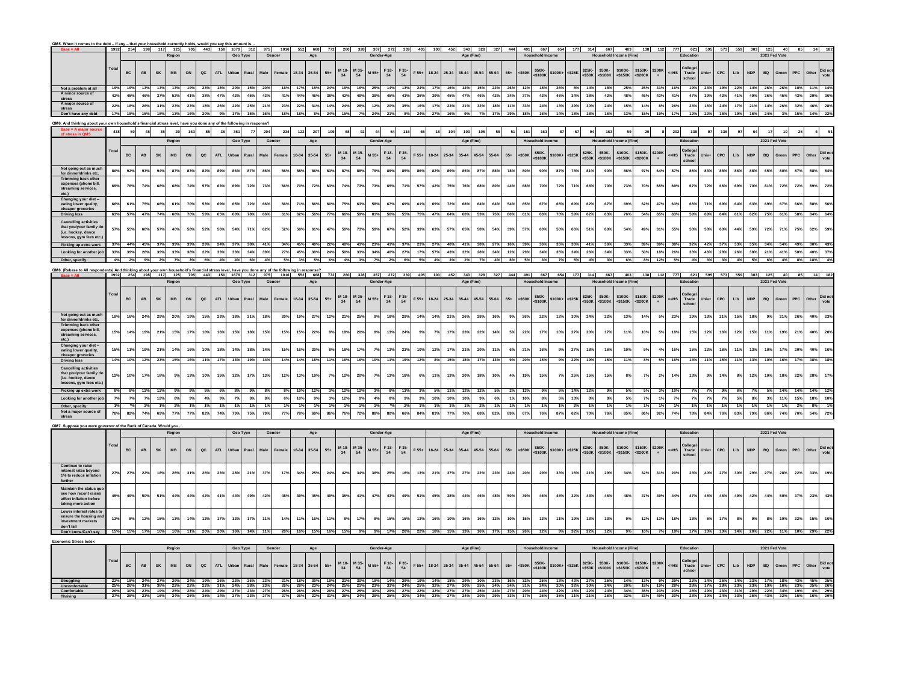**QM5. When it comes to the debt – if any – that your household currently holds, would you say this amount is...**

| | Total | Region | | | | | | | Geo Type | | Gender | | Age | | | Gender-Age | | | | | | Age (Fine) | | | | | | Household Income | | | Household Income (Fine) | | | | | | Education | | | 2021 Fed Vote | | | | | | | |
|---|---|---|---|---|---|---|---|---|---|---|---|---|---|---|---|---|---|---|---|---|---|---|---|---|---|---|---|---|---|---|---|---|---|---|---|---|---|---|---|---|---|---|---|---|---|---|---|
| | | BC | AB | SK | MB | ON | QC | ATL | Urban | Rural | Male | Female | 18-34 | 35-54 | 55+ | M 18-34 | M 35-54 | M 55+ | F 18-34 | F 35-54 | F 55+ | 18-24 | 25-34 | 35-44 | 45-54 | 55-64 | 65+ | <$50K | $50K-<$100K | $100K+ | <$25K | $25K-<$50K | $50K-<$100K | $100K-<$150K | $150K-<$200K | $200K+ | <=HS | College/Trade school | Univ+ | CPC | Lib | NDP | BQ | Green | PPC | Other | Did not vote |
| Base = All | 1992 | 254 | 198 | 117 | 125 | 705 | 443 | 150 | 1679 | 312 | 975 | 1016 | 552 | 668 | 772 | 280 | 328 | 367 | 272 | 339 | 405 | 100 | 452 | 340 | 328 | 327 | 444 | 491 | 667 | 654 | 177 | 314 | 667 | 403 | 138 | 112 | 777 | 621 | 595 | 573 | 559 | 303 | 125 | 40 | 85 | 14 | 182 |
| Not a problem at all | 19% | 19% | 13% | 13% | 13% | 19% | 23% | 18% | 20% | 15% | 20% | 18% | 17% | 15% | 24% | 19% | 16% | 25% | 14% | 13% | 24% | 17% | 16% | 14% | 15% | 22% | 26% | 12% | 18% | 26% | 8% | 14% | 18% | 25% | 25% | 31% | 16% | 19% | 23% | 19% | 22% | 14% | 26% | 26% | 10% | 11% | 14% |
| A minor source of stress | 42% | 45% | 46% | 37% | 52% | 41% | 38% | 47% | 42% | 45% | 43% | 41% | 44% | 46% | 38% | 42% | 49% | 39% | 45% | 43% | 36% | 39% | 45% | 47% | 46% | 42% | 34% | 37% | 42% | 46% | 34% | 38% | 42% | 48% | 46% | 43% | 41% | 47% | 39% | 42% | 41% | 49% | 36% | 45% | 43% | 29% | 36% |
| A major source of stress | 22% | 18% | 26% | 31% | 23% | 23% | 18% | 26% | 22% | 25% | 21% | 23% | 22% | 31% | 14% | 24% | 28% | 12% | 20% | 35% | 16% | 17% | 23% | 31% | 32% | 18% | 11% | 33% | 24% | 13% | 39% | 30% | 24% | 15% | 14% | 8% | 26% | 23% | 16% | 24% | 17% | 21% | 14% | 26% | 32% | 46% | 28% |
| Don't have any debt | 17% | 18% | 15% | 18% | 13% | 16% | 20% | 9% | 17% | 15% | 16% | 18% | 18% | 8% | 24% | 15% | 7% | 24% | 21% | 8% | 24% | 27% | 16% | 9% | 7% | 17% | 29% | 18% | 16% | 14% | 18% | 18% | 16% | 13% | 15% | 19% | 17% | 12% | 22% | 15% | 19% | 16% | 24% | 3% | 15% | 14% | 22% |

**QM6. And thinking about your own household's financial stress level, have you done any of the following in response?**

| | Total | Region | | | | | | | Geo Type | | Gender | | Age | | | Gender-Age | | | | | | Age (Fine) | | | | | | Household Income | | | Household Income (Fine) | | | | | | Education | | | 2021 Fed Vote | | | | | | | |
|---|---|---|---|---|---|---|---|---|---|---|---|---|---|---|---|---|---|---|---|---|---|---|---|---|---|---|---|---|---|---|---|---|---|---|---|---|---|---|---|---|---|---|---|---|---|---|---|
| | | BC | AB | SK | MB | ON | QC | ATL | Urban | Rural | Male | Female | 18-34 | 35-54 | 55+ | M 18-34 | M 35-54 | M 55+ | F 18-34 | F 35-54 | F 55+ | 18-24 | 25-34 | 35-44 | 45-54 | 55-64 | 65+ | <$50K | $50K-<$100K | $100K+ | <$25K | $25K-<$50K | $50K-<$100K | $100K-<$150K | $150K-<$200K | $200K+ | <=HS | College/Trade school | Univ+ | CPC | Lib | NDP | BQ | Green | PPC | Other | Did not vote |
| Base = A major source of stress in QM5 | 438 | 50 | 48 | 35 | 29 | 163 | 85 | 36 | 361 | 77 | 204 | 234 | 122 | 207 | 109 | 68 | 92 | 44 | 54 | 116 | 65 | 18 | 104 | 103 | 105 | 58 | 51 | 161 | 163 | 87 | 67 | 94 | 163 | 59 | 20 | 8 | 202 | 139 | 97 | 136 | 97 | 64 | 17 | 10 | 25 | 6 | 51 |
| Not going out as much for dinner/drinks etc. | 86% | 92% | 93% | 94% | 87% | 83% | 82% | 89% | 86% | 87% | 86% | 86% | 88% | 86% | 83% | 87% | 88% | 79% | 89% | 85% | 86% | 82% | 89% | 85% | 87% | 88% | 78% | 80% | 90% | 87% | 78% | 81% | 90% | 86% | 97% | 64% | 87% | 86% | 83% | 88% | 86% | 88% | 65% | 80% | 87% | 88% | 84% |
| Trimming back other expenses (phone bill, streaming services, etc.) | 69% | 76% | 74% | 68% | 68% | 74% | 57% | 63% | 69% | 72% | 73% | 66% | 70% | 72% | 63% | 74% | 73% | 73% | 65% | 71% | 57% | 42% | 75% | 76% | 68% | 80% | 44% | 68% | 70% | 72% | 71% | 66% | 70% | 73% | 70% | 65% | 69% | 67% | 72% | 66% | 69% | 70% | 81% | 72% | 72% | 89% | 72% |
| Changing your diet – eating lower quality, cheaper groceries | 66% | 61% | 75% | 66% | 61% | 70% | 53% | 69% | 65% | 72% | 66% | 66% | 71% | 66% | 60% | 75% | 63% | 58% | 67% | 69% | 61% | 69% | 72% | 68% | 64% | 64% | 54% | 65% | 67% | 65% | 69% | 62% | 67% | 69% | 62% | 47% | 63% | 66% | 71% | 69% | 64% | 63% | 69% | 67% | 66% | 88% | 56% |
| Driving less | 63% | 57% | 47% | 74% | 66% | 70% | 59% | 65% | 60% | 78% | 66% | 61% | 62% | 56% | 77% | 66% | 59% | 81% | 56% | 55% | 75% | 47% | 64% | 60% | 53% | 75% | 80% | 61% | 63% | 70% | 59% | 62% | 63% | 76% | 54% | 65% | 63% | 59% | 69% | 64% | 61% | 62% | 75% | 61% | 58% | 84% | 64% |
| Cancelling activities that you/your family do (i.e. hockey, dance lessons, gym fees etc.) | 57% | 55% | 68% | 57% | 40% | 58% | 52% | 56% | 54% | 71% | 62% | 52% | 58% | 61% | 47% | 50% | 73% | 59% | 67% | 52% | 39% | 63% | 57% | 65% | 58% | 54% | 39% | 57% | 60% | 50% | 66% | 51% | 60% | 54% | 49% | 31% | 55% | 58% | 58% | 60% | 44% | 59% | 72% | 71% | 75% | 62% | 59% |
| Picking up extra work | 37% | 44% | 45% | 37% | 39% | 39% | 29% | 24% | 37% | 38% | 41% | 34% | 45% | 40% | 22% | 48% | 43% | 23% | 41% | 37% | 21% | 27% | 48% | 41% | 38% | 27% | 16% | 39% | 36% | 35% | 36% | 41% | 36% | 33% | 39% | 39% | 38% | 32% | 42% | 37% | 33% | 35% | 34% | 54% | 49% | 30% | 43% |
| Looking for another job | 33% | 39% | 26% | 39% | 33% | 38% | 22% | 33% | 33% | 34% | 39% | 27% | 45% | 30% | 24% | 50% | 33% | 34% | 40% | 27% | 17% | 57% | 43% | 32% | 28% | 34% | 12% | 29% | 34% | 35% | 39% | 26% | 34% | 33% | 50% | 18% | 26% | 33% | 46% | 28% | 28% | 38% | 21% | 41% | 50% | 40% | 37% |
| Other, specify: | 4% | 2% | 9% | 2% | 7% | 3% | 6% | 4% | 4% | 6% | 4% | 5% | 3% | 5% | 6% | 4% | 3% | 7% | 2% | 6% | 5% | 4% | 3% | 2% | 7% | 4% | 8% | 5% | 3% | 7% | 5% | 4% | 3% | 6% | 8% | 12% | 5% | 4% | 3% | 3% | 4% | 5% | 6% | 4% | 8% | 18% | 4% |

**QM6. (Rebase to All respondents) And thinking about your own household's financial stress level, have you done any of the following in response?**

| | Total | Region | | | | | | | Geo Type | | Gender | | Age | | | Gender-Age | | | | | | Age (Fine) | | | | | | Household Income | | | Household Income (Fine) | | | | | | Education | | | 2021 Fed Vote | | | | | | | |
|---|---|---|---|---|---|---|---|---|---|---|---|---|---|---|---|---|---|---|---|---|---|---|---|---|---|---|---|---|---|---|---|---|---|---|---|---|---|---|---|---|---|---|---|---|---|---|---|
| | | BC | AB | SK | MB | ON | QC | ATL | Urban | Rural | Male | Female | 18-34 | 35-54 | 55+ | M 18-34 | M 35-54 | M 55+ | F 18-34 | F 35-54 | F 55+ | 18-24 | 25-34 | 35-44 | 45-54 | 55-64 | 65+ | <$50K | $50K-<$100K | $100K+ | <$25K | $25K-<$50K | $50K-<$100K | $100K-<$150K | $150K-<$200K | $200K+ | <=HS | College/Trade school | Univ+ | CPC | Lib | NDP | BQ | Green | PPC | Other | Did not vote |
| Base = All | 1992 | 254 | 198 | 117 | 125 | 705 | 443 | 150 | 1679 | 312 | 975 | 1016 | 552 | 668 | 772 | 280 | 328 | 367 | 272 | 339 | 405 | 100 | 452 | 340 | 328 | 327 | 444 | 491 | 667 | 654 | 177 | 314 | 667 | 403 | 138 | 112 | 777 | 621 | 595 | 573 | 559 | 303 | 125 | 40 | 85 | 14 | 182 |
| Not going out as much for dinner/drinks etc. | 19% | 16% | 24% | 29% | 20% | 19% | 15% | 23% | 18% | 21% | 18% | 20% | 19% | 27% | 12% | 21% | 25% | 9% | 18% | 29% | 14% | 14% | 21% | 26% | 28% | 16% | 9% | 26% | 22% | 12% | 30% | 24% | 22% | 13% | 14% | 5% | 23% | 19% | 13% | 21% | 15% | 18% | 9% | 21% | 26% | 40% | 23% |
| Trimming back other expenses (phone bill, streaming services, etc.) | 15% | 14% | 19% | 21% | 15% | 17% | 10% | 16% | 15% | 18% | 15% | 15% | 15% | 22% | 9% | 18% | 20% | 9% | 13% | 24% | 9% | 7% | 17% | 23% | 22% | 14% | 5% | 22% | 17% | 10% | 27% | 20% | 17% | 11% | 10% | 5% | 18% | 15% | 12% | 16% | 12% | 15% | 11% | 19% | 21% | 40% | 20% |
| Changing your diet – eating lower quality, cheaper groceries | 15% | 11% | 19% | 21% | 14% | 16% | 10% | 18% | 14% | 18% | 14% | 15% | 16% | 20% | 8% | 18% | 17% | 7% | 13% | 23% | 10% | 12% | 17% | 21% | 20% | 11% | 6% | 21% | 16% | 9% | 27% | 18% | 16% | 10% | 9% | 4% | 16% | 15% | 12% | 16% | 11% | 13% | 10% | 17% | 20% | 40% | 16% |
| Driving less | 14% | 10% | 12% | 23% | 15% | 16% | 11% | 17% | 13% | 19% | 14% | 14% | 14% | 18% | 11% | 16% | 16% | 10% | 11% | 19% | 12% | 8% | 15% | 18% | 17% | 13% | 9% | 20% | 15% | 9% | 22% | 19% | 15% | 11% | 8% | 5% | 16% | 13% | 11% | 15% | 11% | 13% | 10% | 16% | 17% | 38% | 18% |
| Cancelling activities that you/your family do (i.e. hockey, dance lessons, gym fees etc.) | 12% | 10% | 17% | 18% | 9% | 13% | 10% | 15% | 12% | 17% | 13% | 12% | 13% | 19% | 7% | 12% | 20% | 7% | 13% | 18% | 6% | 11% | 13% | 20% | 18% | 10% | 4% | 19% | 15% | 7% | 25% | 15% | 15% | 8% | 7% | 2% | 14% | 13% | 9% | 14% | 8% | 12% | 10% | 18% | 22% | 28% | 17% |
| Picking up extra work | 8% | 8% | 12% | 12% | 9% | 9% | 5% | 6% | 8% | 9% | 8% | 8% | 10% | 12% | 3% | 12% | 12% | 3% | 8% | 13% | 3% | 5% | 11% | 12% | 12% | 5% | 2% | 13% | 9% | 5% | 14% | 12% | 9% | 5% | 5% | 3% | 10% | 7% | 7% | 9% | 6% | 7% | 5% | 14% | 14% | 14% | 12% |
| Looking for another job | 7% | 7% | 7% | 12% | 8% | 9% | 4% | 9% | 7% | 8% | 8% | 6% | 10% | 9% | 3% | 12% | 9% | 4% | 8% | 9% | 3% | 10% | 10% | 10% | 9% | 6% | 1% | 10% | 8% | 5% | 13% | 8% | 8% | 5% | 7% | 1% | 7% | 7% | 7% | 7% | 5% | 8% | 3% | 11% | 15% | 18% | 10% |
| Other, specify: | 1% | *% | 2% | 1% | 2% | 1% | 1% | 1% | 1% | 1% | 1% | 1% | 1% | 1% | 1% | 1% | 1% | 1% | *% | 2% | 1% | 1% | 1% | 1% | 2% | 1% | 1% | 1% | 1% | 1% | 2% | 1% | 1% | 1% | 1% | 1% | 1% | 1% | 1% | 1% | 1% | 1% | 1% | 1% | 2% | 8% | 1% |
| Not a major source of stress | 78% | 82% | 74% | 69% | 77% | 77% | 82% | 74% | 79% | 75% | 79% | 77% | 78% | 69% | 86% | 76% | 72% | 88% | 80% | 66% | 84% | 83% | 77% | 70% | 68% | 82% | 89% | 67% | 76% | 87% | 62% | 70% | 76% | 85% | 86% | 92% | 74% | 78% | 84% | 76% | 83% | 79% | 86% | 74% | 70% | 54% | 72% |

**QM7. Suppose you were governor of the Bank of Canada. Would you ...**

| | Total | Region | | | | | | | Geo Type | | Gender | | Age | | | Gender-Age | | | | | | Age (Fine) | | | | | | Household Income | | | Household Income (Fine) | | | | | | Education | | | 2021 Fed Vote | | | | | | | |
|---|---|---|---|---|---|---|---|---|---|---|---|---|---|---|---|---|---|---|---|---|---|---|---|---|---|---|---|---|---|---|---|---|---|---|---|---|---|---|---|---|---|---|---|---|---|---|---|
| | | BC | AB | SK | MB | ON | QC | ATL | Urban | Rural | Male | Female | 18-34 | 35-54 | 55+ | M 18-34 | M 35-54 | M 55+ | F 18-34 | F 35-54 | F 55+ | 18-24 | 25-34 | 35-44 | 45-54 | 55-64 | 65+ | <$50K | $50K-<$100K | $100K+ | <$25K | $25K-<$50K | $50K-<$100K | $100K-<$150K | $150K-<$200K | $200K+ | <=HS | College/Trade school | Univ+ | CPC | Lib | NDP | BQ | Green | PPC | Other | Did not vote |
| Continue to raise interest rates beyond 1% to reduce inflation further | 27% | 27% | 22% | 18% | 26% | 31% | 26% | 23% | 28% | 21% | 37% | 17% | 34% | 25% | 24% | 42% | 34% | 36% | 25% | 16% | 13% | 21% | 37% | 27% | 22% | 23% | 24% | 20% | 29% | 33% | 16% | 21% | 29% | 34% | 32% | 31% | 20% | 23% | 40% | 27% | 30% | 29% | 27% | 28% | 22% | 33% | 19% |
| Maintain the status quo - see how recent raises affect inflation before taking more action | 45% | 49% | 50% | 51% | 44% | 44% | 42% | 41% | 44% | 49% | 42% | 48% | 39% | 45% | 49% | 35% | 41% | 47% | 43% | 49% | 51% | 45% | 38% | 44% | 46% | 48% | 50% | 39% | 46% | 48% | 32% | 43% | 46% | 48% | 47% | 49% | 44% | 47% | 45% | 46% | 49% | 42% | 44% | 50% | 37% | 23% | 43% |
| Lower interest rates to ensure the housing and investment markets don't fall | 13% | 8% | 12% | 15% | 13% | 14% | 12% | 17% | 12% | 17% | 11% | 14% | 11% | 16% | 11% | 8% | 17% | 8% | 15% | 15% | 13% | 16% | 10% | 16% | 16% | 12% | 10% | 15% | 13% | 11% | 19% | 13% | 13% | 9% | 12% | 13% | 18% | 13% | 5% | 17% | 8% | 9% | 8% | 10% | 32% | 15% | 16% |
| Don't know/Can't say | 15% | 15% | 17% | 16% | 16% | 11% | 20% | 20% | 15% | 14% | 11% | 20% | 16% | 15% | 16% | 15% | 9% | 9% | 17% | 20% | 22% | 18% | 15% | 13% | 16% | 17% | 15% | 26% | 12% | 9% | 32% | 22% | 12% | 9% | 10% | 7% | 18% | 17% | 10% | 10% | 14% | 20% | 22% | 11% | 10% | 29% | 22% |

**Economic Stress Index**

| | Total | Region | | | | | | | Geo Type | | Gender | | Age | | | Gender-Age | | | | | | Age (Fine) | | | | | | Household Income | | | Household Income (Fine) | | | | | | Education | | | 2021 Fed Vote | | | | | | | |
|---|---|---|---|---|---|---|---|---|---|---|---|---|---|---|---|---|---|---|---|---|---|---|---|---|---|---|---|---|---|---|---|---|---|---|---|---|---|---|---|---|---|---|---|---|---|---|---|
| | | BC | AB | SK | MB | ON | QC | ATL | Urban | Rural | Male | Female | 18-34 | 35-54 | 55+ | M 18-34 | M 35-54 | M 55+ | F 18-34 | F 35-54 | F 55+ | 18-24 | 25-34 | 35-44 | 45-54 | 55-64 | 65+ | <$50K | $50K-<$100K | $100K+ | <$25K | $25K-<$50K | $50K-<$100K | $100K-<$150K | $150K-<$200K | $200K+ | <=HS | College/Trade school | Univ+ | CPC | Lib | NDP | BQ | Green | PPC | Other | Did not vote |
| Struggling | 22% | 18% | 24% | 27% | 29% | 24% | 19% | 26% | 22% | 26% | 23% | 21% | 18% | 30% | 19% | 21% | 30% | 19% | 14% | 29% | 19% | 14% | 18% | 29% | 30% | 23% | 16% | 32% | 25% | 13% | 42% | 27% | 25% | 14% | 13% | 9% | 29% | 22% | 14% | 25% | 14% | 23% | 17% | 18% | 43% | 45% | 25% |
| Uncomfortable | 25% | 26% | 31% | 38% | 22% | 22% | 22% | 31% | 24% | 28% | 23% | 26% | 28% | 23% | 24% | 25% | 21% | 23% | 31% | 24% | 25% | 32% | 27% | 20% | 25% | 24% | 24% | 31% | 24% | 20% | 32% | 30% | 24% | 20% | 18% | 19% | 28% | 28% | 17% | 28% | 23% | 23% | 19% | 16% | 23% | 35% | 26% |
| Comfortable | 26% | 30% | 23% | 19% | 25% | 28% | 24% | 29% | 27% | 23% | 27% | 26% | 28% | 26% | 26% | 27% | 25% | 30% | 29% | 27% | 22% | 32% | 27% | 27% | 25% | 24% | 27% | 20% | 24% | 32% | 15% | 22% | 24% | 34% | 35% | 23% | 23% | 28% | 29% | 23% | 31% | 29% | 22% | 34% | 19% | 4% | 29% |
| Thriving | 27% | 26% | 23% | 16% | 24% | 26% | 35% | 14% | 27% | 23% | 27% | 27% | 26% | 22% | 31% | 28% | 24% | 29% | 25% | 20% | 34% | 22% | 27% | 24% | 20% | 29% | 33% | 17% | 26% | 35% | 11% | 21% | 26% | 32% | 33% | 49% | 20% | 23% | 39% | 24% | 33% | 25% | 43% | 32% | 15% | 16% | 20% |